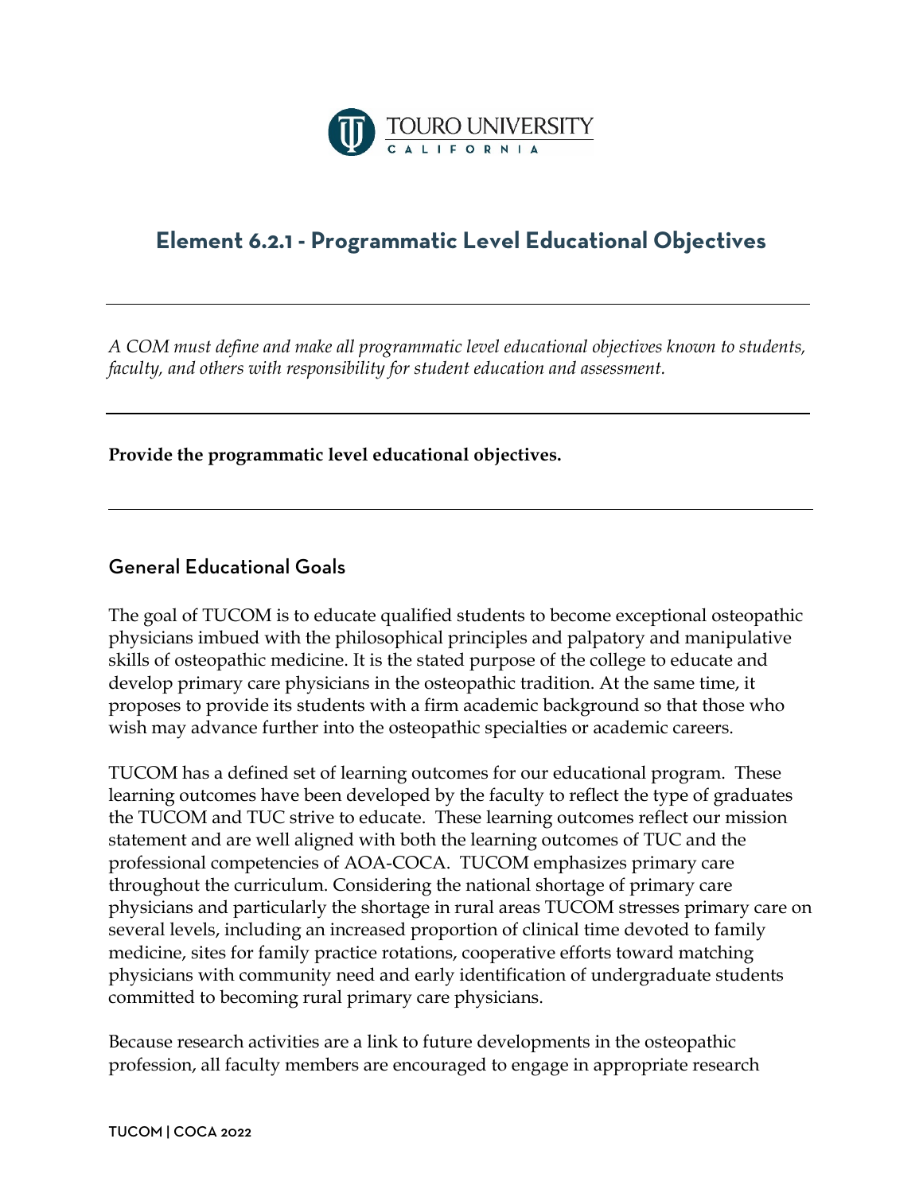# Element 6.2.1 - Programmatic Level Educational Objectives

---

*A COM must define and make all programmatic level educational objectives known to students, faculty, and others with responsibility for student education and assessment.*

---

**Provide the programmatic level educational objectives.**

---

## General Educational Goals

The goal of TUCOM is to educate qualified students to become exceptional osteopathic physicians imbued with the philosophical principles and palpatory and manipulative skills of osteopathic medicine. It is the stated purpose of the college to educate and develop primary care physicians in the osteopathic tradition. At the same time, it proposes to provide its students with a firm academic background so that those who wish may advance further into the osteopathic specialties or academic careers.

TUCOM has a defined set of learning outcomes for our educational program. These learning outcomes have been developed by the faculty to reflect the type of graduates the TUCOM and TUC strive to educate. These learning outcomes reflect our mission statement and are well aligned with both the learning outcomes of TUC and the professional competencies of AOA-COCA. TUCOM emphasizes primary care throughout the curriculum. Considering the national shortage of primary care physicians and particularly the shortage in rural areas TUCOM stresses primary care on several levels, including an increased proportion of clinical time devoted to family medicine, sites for family practice rotations, cooperative efforts toward matching physicians with community need and early identification of undergraduate students committed to becoming rural primary care physicians.

Because research activities are a link to future developments in the osteopathic profession, all faculty members are encouraged to engage in appropriate research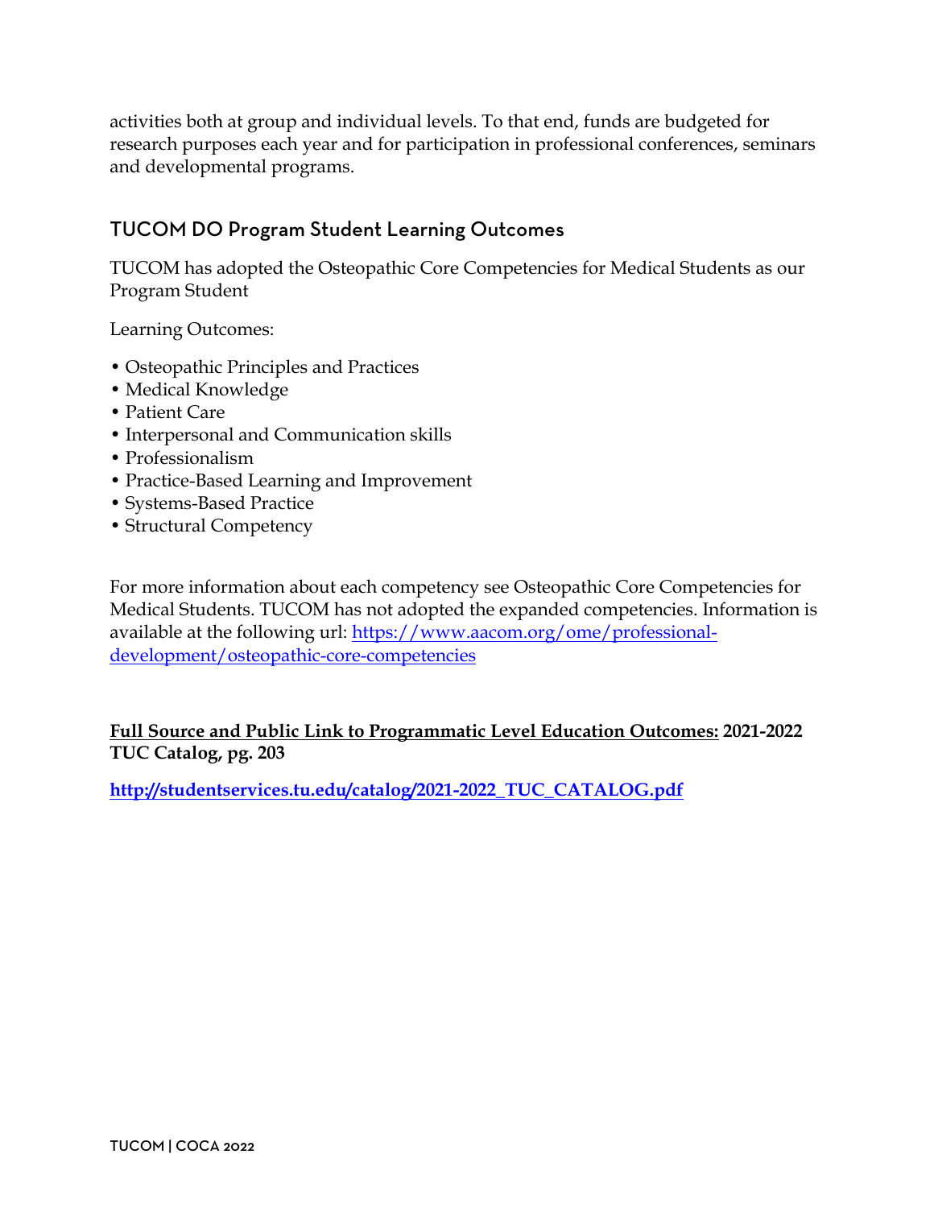activities both at group and individual levels. To that end, funds are budgeted for research purposes each year and for participation in professional conferences, seminars and developmental programs.

## TUCOM DO Program Student Learning Outcomes

TUCOM has adopted the Osteopathic Core Competencies for Medical Students as our Program Student

Learning Outcomes:

- Osteopathic Principles and Practices
- Medical Knowledge
- Patient Care
- Interpersonal and Communication skills
- Professionalism
- Practice-Based Learning and Improvement
- Systems-Based Practice
- Structural Competency

For more information about each competency see Osteopathic Core Competencies for Medical Students. TUCOM has not adopted the expanded competencies. Information is available at the following url: https://www.aacom.org/ome/professional-development/osteopathic-core-competencies

**Full Source and Public Link to Programmatic Level Education Outcomes: 2021-2022 TUC Catalog, pg. 203**

**http://studentservices.tu.edu/catalog/2021-2022_TUC_CATALOG.pdf**